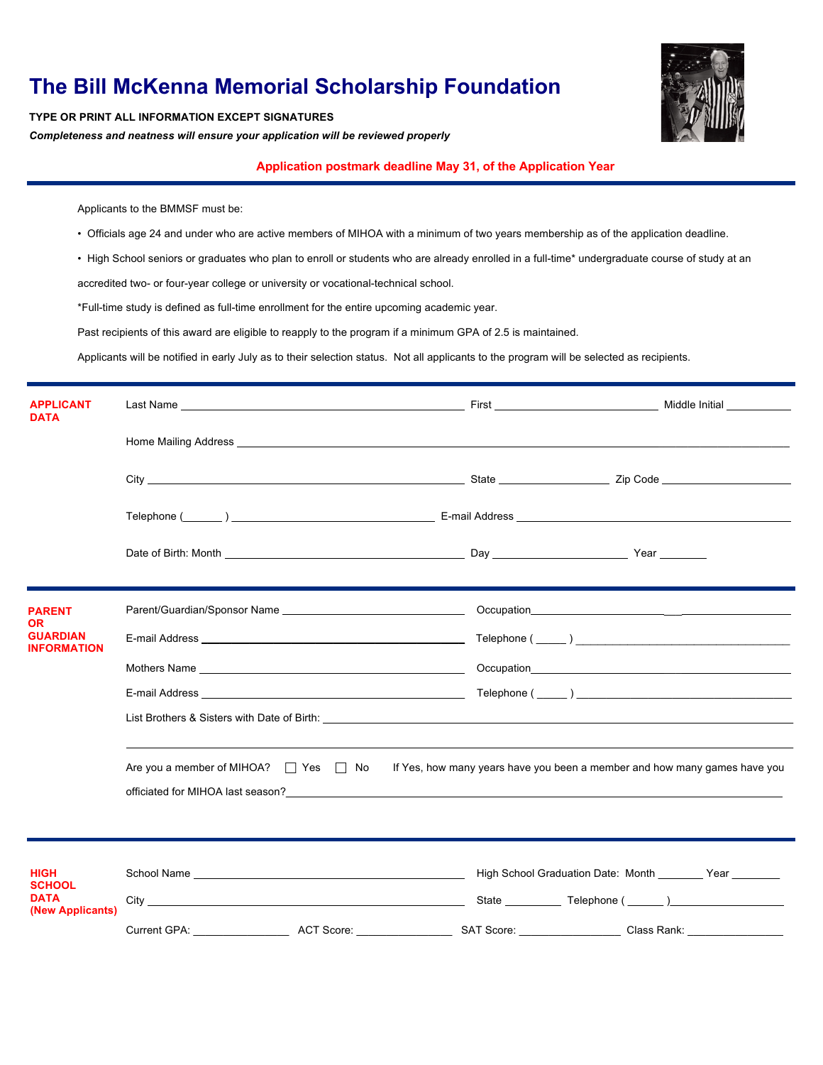# The Bill McKenna Memorial Scholarship Foundation

**TYPE OR PRINT ALL INFORMATION EXCEPT SIGNATURES**

***Completeness and neatness will ensure your application will be reviewed properly***

**Application postmark deadline May 31, of the Application Year**

---

Applicants to the BMMSF must be:

- Officials age 24 and under who are active members of MIHOA with a minimum of two years membership as of the application deadline.
- High School seniors or graduates who plan to enroll or students who are already enrolled in a full-time* undergraduate course of study at an accredited two- or four-year college or university or vocational-technical school.

*Full-time study is defined as full-time enrollment for the entire upcoming academic year.

Past recipients of this award are eligible to reapply to the program if a minimum GPA of 2.5 is maintained.

Applicants will be notified in early July as to their selection status. Not all applicants to the program will be selected as recipients.

---

**APPLICANT DATA**

Last Name ______________________ First ______________ Middle Initial ______

Home Mailing Address ________________________________________________

City ______________________ State __________ Zip Code ______________

Telephone (______ ) ____________________ E-mail Address ______________________

Date of Birth: Month ______________________ Day ______________ Year ______

---

**PARENT OR GUARDIAN INFORMATION**

Parent/Guardian/Sponsor Name ______________________ Occupation ______________________

E-mail Address ______________________ Telephone ( _____ ) ______________________

Mothers Name ______________________ Occupation ______________________

E-mail Address ______________________ Telephone ( _____ ) ______________________

List Brothers & Sisters with Date of Birth: ________________________________________________

________________________________________________

Are you a member of MIHOA? ☐ Yes ☐ No If Yes, how many years have you been a member and how many games have you officiated for MIHOA last season?________________________________________________

---

**HIGH SCHOOL DATA (New Applicants)**

School Name ______________________ High School Graduation Date: Month _______ Year _______

City ______________________ State _______ Telephone ( ______ )______________

Current GPA: ____________ ACT Score: ____________ SAT Score: ____________ Class Rank: ____________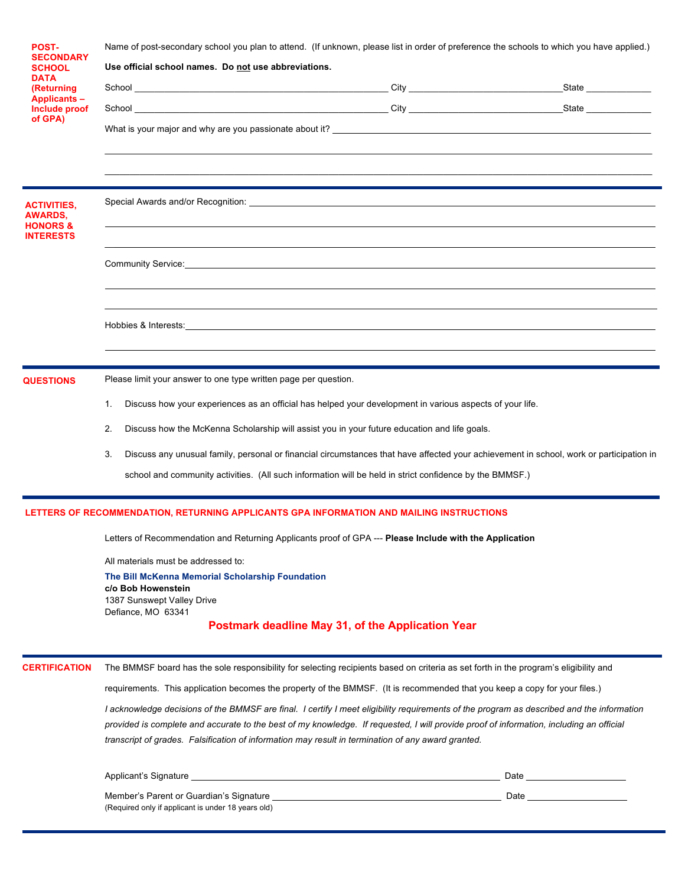**POST-SECONDARY SCHOOL DATA (Returning Applicants – Include proof of GPA)**

Name of post-secondary school you plan to attend. (If unknown, please list in order of preference the schools to which you have applied.)

**Use official school names. Do not use abbreviations.**

School ______________________________ City ______________________ State __________

School ______________________________ City ______________________ State __________

What is your major and why are you passionate about it? ______________________________

______________________________________________________________________

______________________________________________________________________

**ACTIVITIES, AWARDS, HONORS & INTERESTS**

Special Awards and/or Recognition: ______________________________________________

______________________________________________________________________

______________________________________________________________________

Community Service: ______________________________________________________

______________________________________________________________________

______________________________________________________________________

Hobbies & Interests: _____________________________________________________

______________________________________________________________________

**QUESTIONS**

Please limit your answer to one type written page per question.

1. Discuss how your experiences as an official has helped your development in various aspects of your life.
2. Discuss how the McKenna Scholarship will assist you in your future education and life goals.
3. Discuss any unusual family, personal or financial circumstances that have affected your achievement in school, work or participation in school and community activities. (All such information will be held in strict confidence by the BMMSF.)

**LETTERS OF RECOMMENDATION, RETURNING APPLICANTS GPA INFORMATION AND MAILING INSTRUCTIONS**

Letters of Recommendation and Returning Applicants proof of GPA --- **Please Include with the Application**

All materials must be addressed to:

**The Bill McKenna Memorial Scholarship Foundation**
**c/o Bob Howenstein**
1387 Sunswept Valley Drive
Defiance, MO 63341

**Postmark deadline May 31, of the Application Year**

**CERTIFICATION**

The BMMSF board has the sole responsibility for selecting recipients based on criteria as set forth in the program's eligibility and requirements. This application becomes the property of the BMMSF. (It is recommended that you keep a copy for your files.)

*I acknowledge decisions of the BMMSF are final. I certify I meet eligibility requirements of the program as described and the information provided is complete and accurate to the best of my knowledge. If requested, I will provide proof of information, including an official transcript of grades. Falsification of information may result in termination of any award granted.*

Applicant's Signature ______________________________________ Date ______________

Member's Parent or Guardian's Signature ____________________________ Date ______________
(Required only if applicant is under 18 years old)